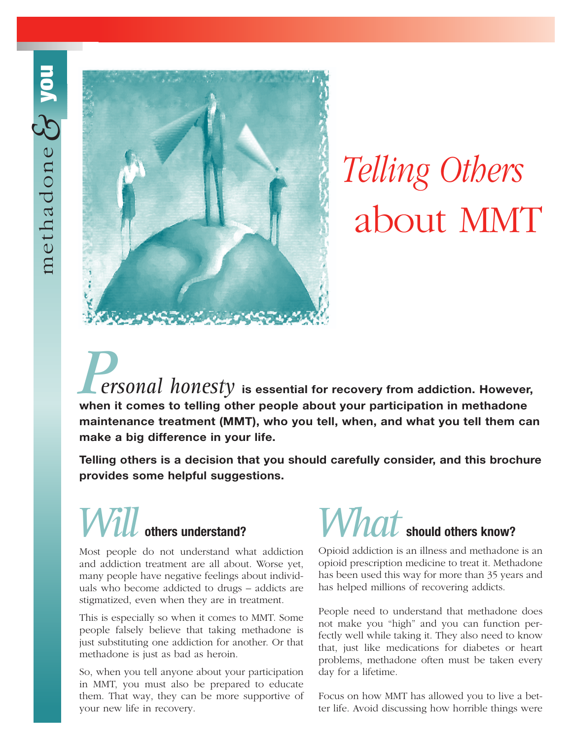methadone & you

# *Telling Others* about MMT

***Personal honesty*** **is essential for recovery from addiction. However, when it comes to telling other people about your participation in methadone maintenance treatment (MMT), who you tell, when, and what you tell them can make a big difference in your life.**

**Telling others is a decision that you should carefully consider, and this brochure provides some helpful suggestions.**

## *Will* others understand?

Most people do not understand what addiction and addiction treatment are all about. Worse yet, many people have negative feelings about individuals who become addicted to drugs – addicts are stigmatized, even when they are in treatment.

This is especially so when it comes to MMT. Some people falsely believe that taking methadone is just substituting one addiction for another. Or that methadone is just as bad as heroin.

So, when you tell anyone about your participation in MMT, you must also be prepared to educate them. That way, they can be more supportive of your new life in recovery.

## *What* should others know?

Opioid addiction is an illness and methadone is an opioid prescription medicine to treat it. Methadone has been used this way for more than 35 years and has helped millions of recovering addicts.

People need to understand that methadone does not make you "high" and you can function perfectly well while taking it. They also need to know that, just like medications for diabetes or heart problems, methadone often must be taken every day for a lifetime.

Focus on how MMT has allowed you to live a better life. Avoid discussing how horrible things were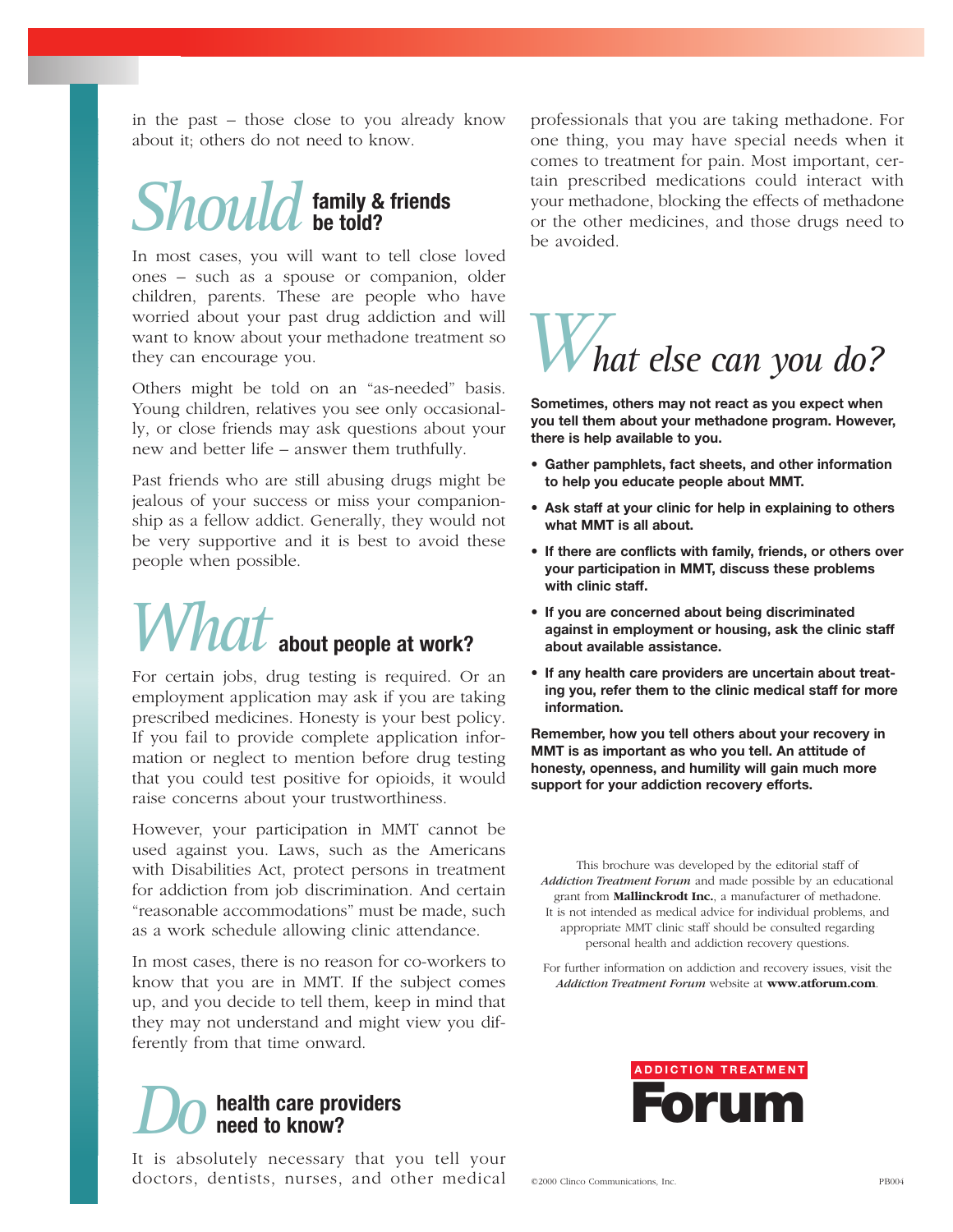in the past – those close to you already know about it; others do not need to know.

## *Should* family & friends be told?

In most cases, you will want to tell close loved ones – such as a spouse or companion, older children, parents. These are people who have worried about your past drug addiction and will want to know about your methadone treatment so they can encourage you.

Others might be told on an "as-needed" basis. Young children, relatives you see only occasionally, or close friends may ask questions about your new and better life – answer them truthfully.

Past friends who are still abusing drugs might be jealous of your success or miss your companionship as a fellow addict. Generally, they would not be very supportive and it is best to avoid these people when possible.

## *What* about people at work?

For certain jobs, drug testing is required. Or an employment application may ask if you are taking prescribed medicines. Honesty is your best policy. If you fail to provide complete application information or neglect to mention before drug testing that you could test positive for opioids, it would raise concerns about your trustworthiness.

However, your participation in MMT cannot be used against you. Laws, such as the Americans with Disabilities Act, protect persons in treatment for addiction from job discrimination. And certain "reasonable accommodations" must be made, such as a work schedule allowing clinic attendance.

In most cases, there is no reason for co-workers to know that you are in MMT. If the subject comes up, and you decide to tell them, keep in mind that they may not understand and might view you differently from that time onward.

## *Do* health care providers need to know?

It is absolutely necessary that you tell your doctors, dentists, nurses, and other medical professionals that you are taking methadone. For one thing, you may have special needs when it comes to treatment for pain. Most important, certain prescribed medications could interact with your methadone, blocking the effects of methadone or the other medicines, and those drugs need to be avoided.

## *What else can you do?*

**Sometimes, others may not react as you expect when you tell them about your methadone program. However, there is help available to you.**

- **Gather pamphlets, fact sheets, and other information to help you educate people about MMT.**
- **Ask staff at your clinic for help in explaining to others what MMT is all about.**
- **If there are conflicts with family, friends, or others over your participation in MMT, discuss these problems with clinic staff.**
- **If you are concerned about being discriminated against in employment or housing, ask the clinic staff about available assistance.**
- **If any health care providers are uncertain about treating you, refer them to the clinic medical staff for more information.**

**Remember, how you tell others about your recovery in MMT is as important as who you tell. An attitude of honesty, openness, and humility will gain much more support for your addiction recovery efforts.**

This brochure was developed by the editorial staff of *Addiction Treatment Forum* and made possible by an educational grant from **Mallinckrodt Inc.**, a manufacturer of methadone. It is not intended as medical advice for individual problems, and appropriate MMT clinic staff should be consulted regarding personal health and addiction recovery questions.

For further information on addiction and recovery issues, visit the *Addiction Treatment Forum* website at **www.atforum.com**.

ADDICTION TREATMENT **Forum**

©2000 Clinco Communications, Inc. PB004